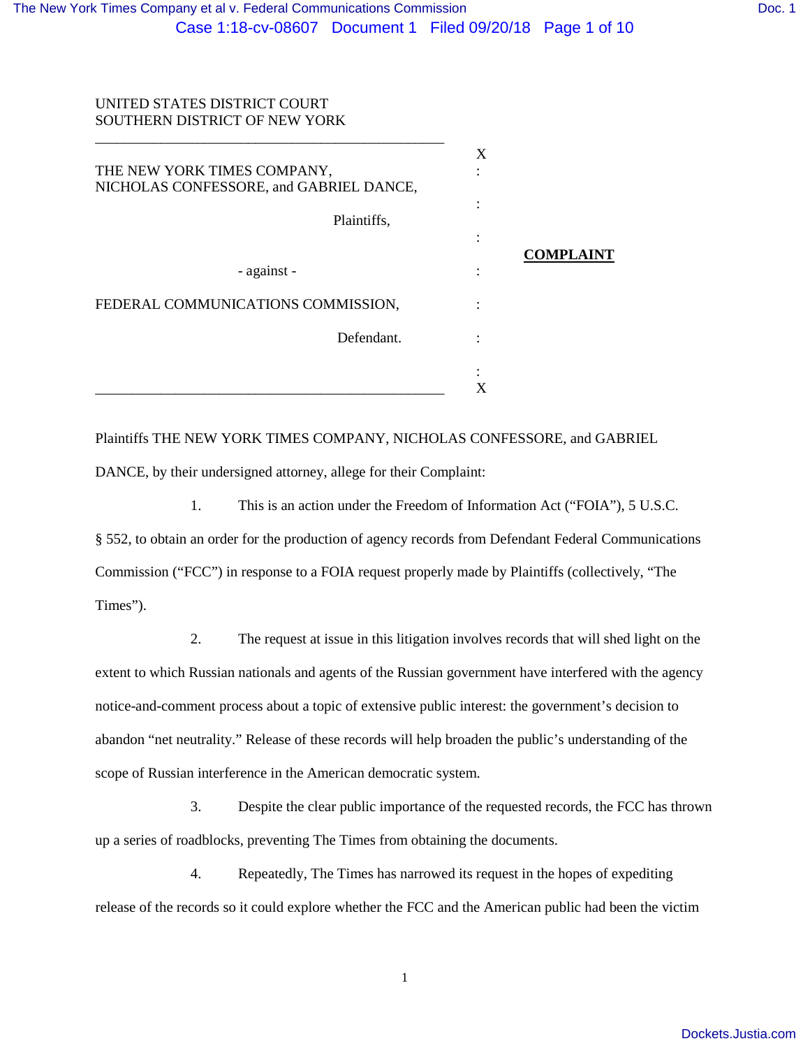UNITED STATES DISTRICT COURT
SOUTHERN DISTRICT OF NEW YORK

| | |
|---|---|
| THE NEW YORK TIMES COMPANY, NICHOLAS CONFESSORE, and GABRIEL DANCE, | |
| Plaintiffs, | |
| - against - | **COMPLAINT** |
| FEDERAL COMMUNICATIONS COMMISSION, | |
| Defendant. | |

Plaintiffs THE NEW YORK TIMES COMPANY, NICHOLAS CONFESSORE, and GABRIEL DANCE, by their undersigned attorney, allege for their Complaint:

1. This is an action under the Freedom of Information Act ("FOIA"), 5 U.S.C. § 552, to obtain an order for the production of agency records from Defendant Federal Communications Commission ("FCC") in response to a FOIA request properly made by Plaintiffs (collectively, "The Times").

2. The request at issue in this litigation involves records that will shed light on the extent to which Russian nationals and agents of the Russian government have interfered with the agency notice-and-comment process about a topic of extensive public interest: the government's decision to abandon "net neutrality." Release of these records will help broaden the public's understanding of the scope of Russian interference in the American democratic system.

3. Despite the clear public importance of the requested records, the FCC has thrown up a series of roadblocks, preventing The Times from obtaining the documents.

4. Repeatedly, The Times has narrowed its request in the hopes of expediting release of the records so it could explore whether the FCC and the American public had been the victim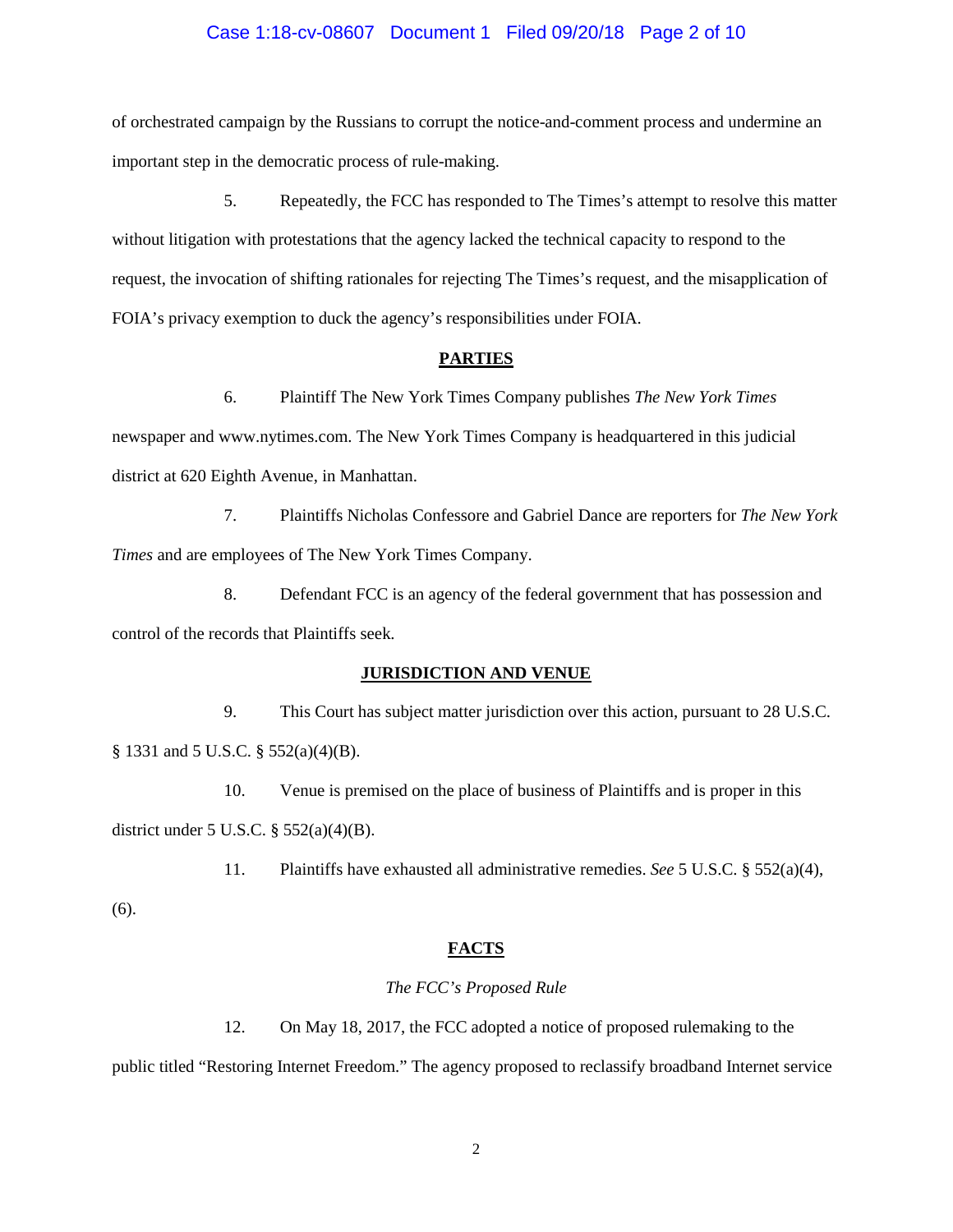of orchestrated campaign by the Russians to corrupt the notice-and-comment process and undermine an important step in the democratic process of rule-making.

5. Repeatedly, the FCC has responded to The Times's attempt to resolve this matter without litigation with protestations that the agency lacked the technical capacity to respond to the request, the invocation of shifting rationales for rejecting The Times's request, and the misapplication of FOIA's privacy exemption to duck the agency's responsibilities under FOIA.

## PARTIES

6. Plaintiff The New York Times Company publishes *The New York Times* newspaper and www.nytimes.com. The New York Times Company is headquartered in this judicial district at 620 Eighth Avenue, in Manhattan.

7. Plaintiffs Nicholas Confessore and Gabriel Dance are reporters for *The New York Times* and are employees of The New York Times Company.

8. Defendant FCC is an agency of the federal government that has possession and control of the records that Plaintiffs seek.

## JURISDICTION AND VENUE

9. This Court has subject matter jurisdiction over this action, pursuant to 28 U.S.C. § 1331 and 5 U.S.C. § 552(a)(4)(B).

10. Venue is premised on the place of business of Plaintiffs and is proper in this district under 5 U.S.C. § 552(a)(4)(B).

11. Plaintiffs have exhausted all administrative remedies. *See* 5 U.S.C. § 552(a)(4), (6).

## FACTS

### *The FCC's Proposed Rule*

12. On May 18, 2017, the FCC adopted a notice of proposed rulemaking to the public titled "Restoring Internet Freedom." The agency proposed to reclassify broadband Internet service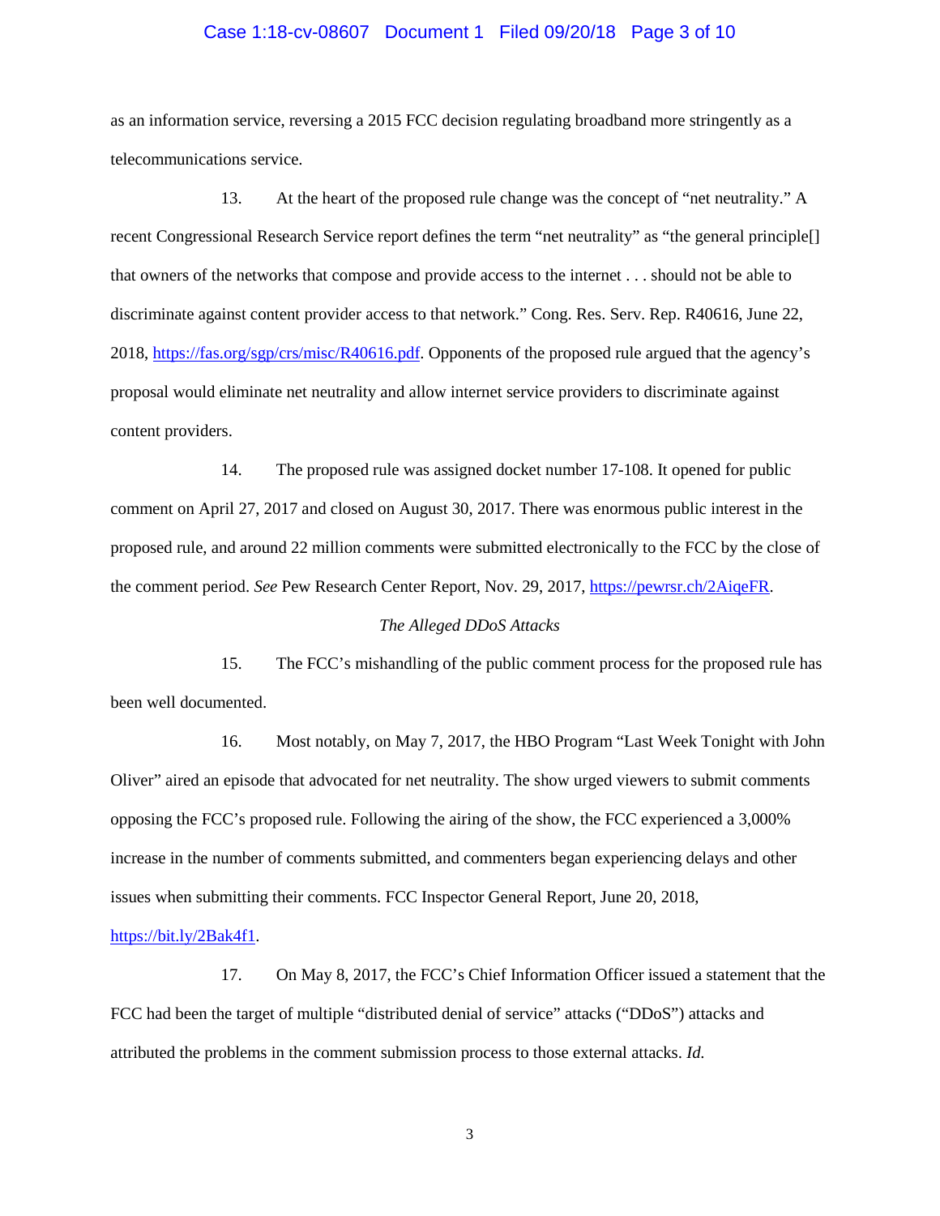as an information service, reversing a 2015 FCC decision regulating broadband more stringently as a telecommunications service.

13. At the heart of the proposed rule change was the concept of "net neutrality." A recent Congressional Research Service report defines the term "net neutrality" as "the general principle[] that owners of the networks that compose and provide access to the internet . . . should not be able to discriminate against content provider access to that network." Cong. Res. Serv. Rep. R40616, June 22, 2018, https://fas.org/sgp/crs/misc/R40616.pdf. Opponents of the proposed rule argued that the agency's proposal would eliminate net neutrality and allow internet service providers to discriminate against content providers.

14. The proposed rule was assigned docket number 17-108. It opened for public comment on April 27, 2017 and closed on August 30, 2017. There was enormous public interest in the proposed rule, and around 22 million comments were submitted electronically to the FCC by the close of the comment period. *See* Pew Research Center Report, Nov. 29, 2017, https://pewrsr.ch/2AiqeFR.

*The Alleged DDoS Attacks*

15. The FCC's mishandling of the public comment process for the proposed rule has been well documented.

16. Most notably, on May 7, 2017, the HBO Program "Last Week Tonight with John Oliver" aired an episode that advocated for net neutrality. The show urged viewers to submit comments opposing the FCC's proposed rule. Following the airing of the show, the FCC experienced a 3,000% increase in the number of comments submitted, and commenters began experiencing delays and other issues when submitting their comments. FCC Inspector General Report, June 20, 2018, https://bit.ly/2Bak4f1.

17. On May 8, 2017, the FCC's Chief Information Officer issued a statement that the FCC had been the target of multiple "distributed denial of service" attacks ("DDoS") attacks and attributed the problems in the comment submission process to those external attacks. *Id.*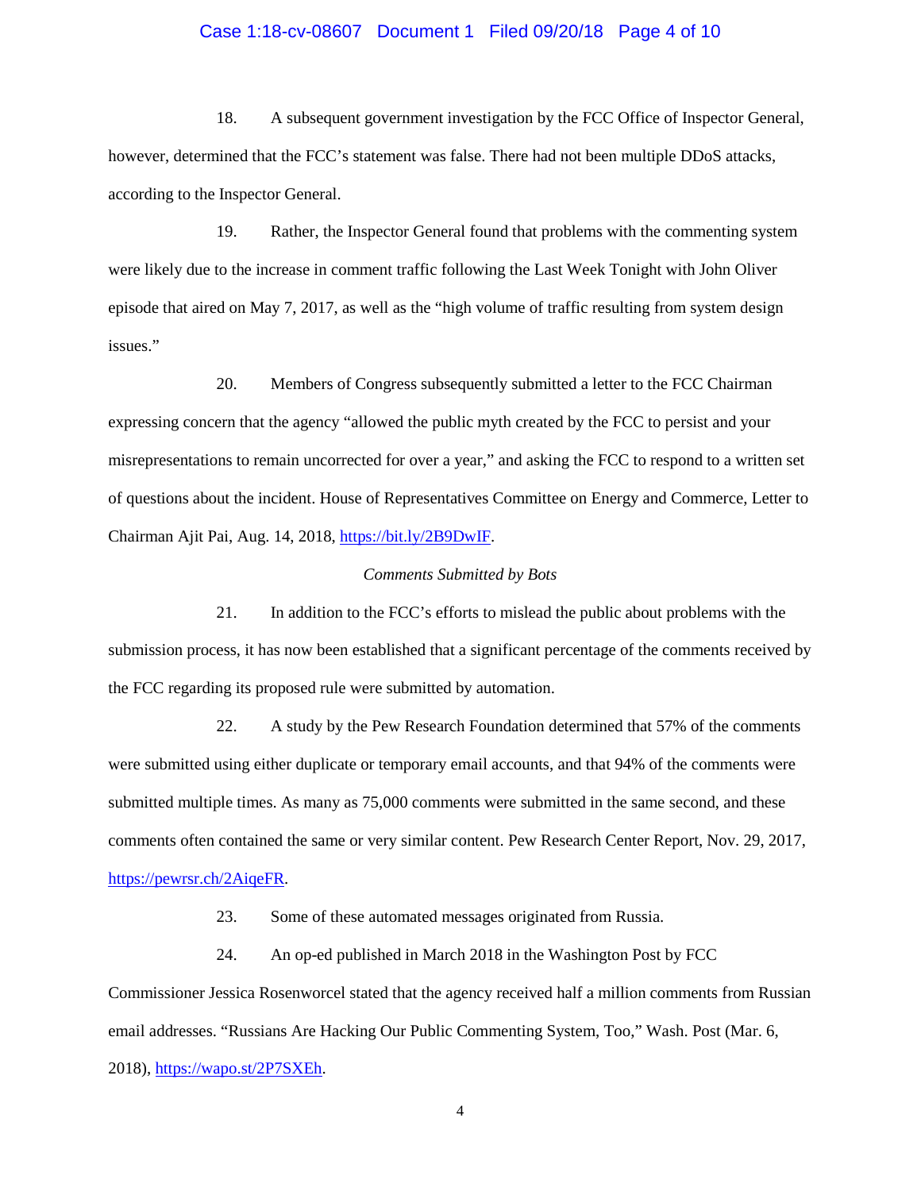18. A subsequent government investigation by the FCC Office of Inspector General, however, determined that the FCC's statement was false. There had not been multiple DDoS attacks, according to the Inspector General.

19. Rather, the Inspector General found that problems with the commenting system were likely due to the increase in comment traffic following the Last Week Tonight with John Oliver episode that aired on May 7, 2017, as well as the "high volume of traffic resulting from system design issues."

20. Members of Congress subsequently submitted a letter to the FCC Chairman expressing concern that the agency "allowed the public myth created by the FCC to persist and your misrepresentations to remain uncorrected for over a year," and asking the FCC to respond to a written set of questions about the incident. House of Representatives Committee on Energy and Commerce, Letter to Chairman Ajit Pai, Aug. 14, 2018, https://bit.ly/2B9DwIF.

*Comments Submitted by Bots*

21. In addition to the FCC's efforts to mislead the public about problems with the submission process, it has now been established that a significant percentage of the comments received by the FCC regarding its proposed rule were submitted by automation.

22. A study by the Pew Research Foundation determined that 57% of the comments were submitted using either duplicate or temporary email accounts, and that 94% of the comments were submitted multiple times. As many as 75,000 comments were submitted in the same second, and these comments often contained the same or very similar content. Pew Research Center Report, Nov. 29, 2017, https://pewrsr.ch/2AiqeFR.

23. Some of these automated messages originated from Russia.

24. An op-ed published in March 2018 in the Washington Post by FCC Commissioner Jessica Rosenworcel stated that the agency received half a million comments from Russian email addresses. "Russians Are Hacking Our Public Commenting System, Too," Wash. Post (Mar. 6, 2018), https://wapo.st/2P7SXEh.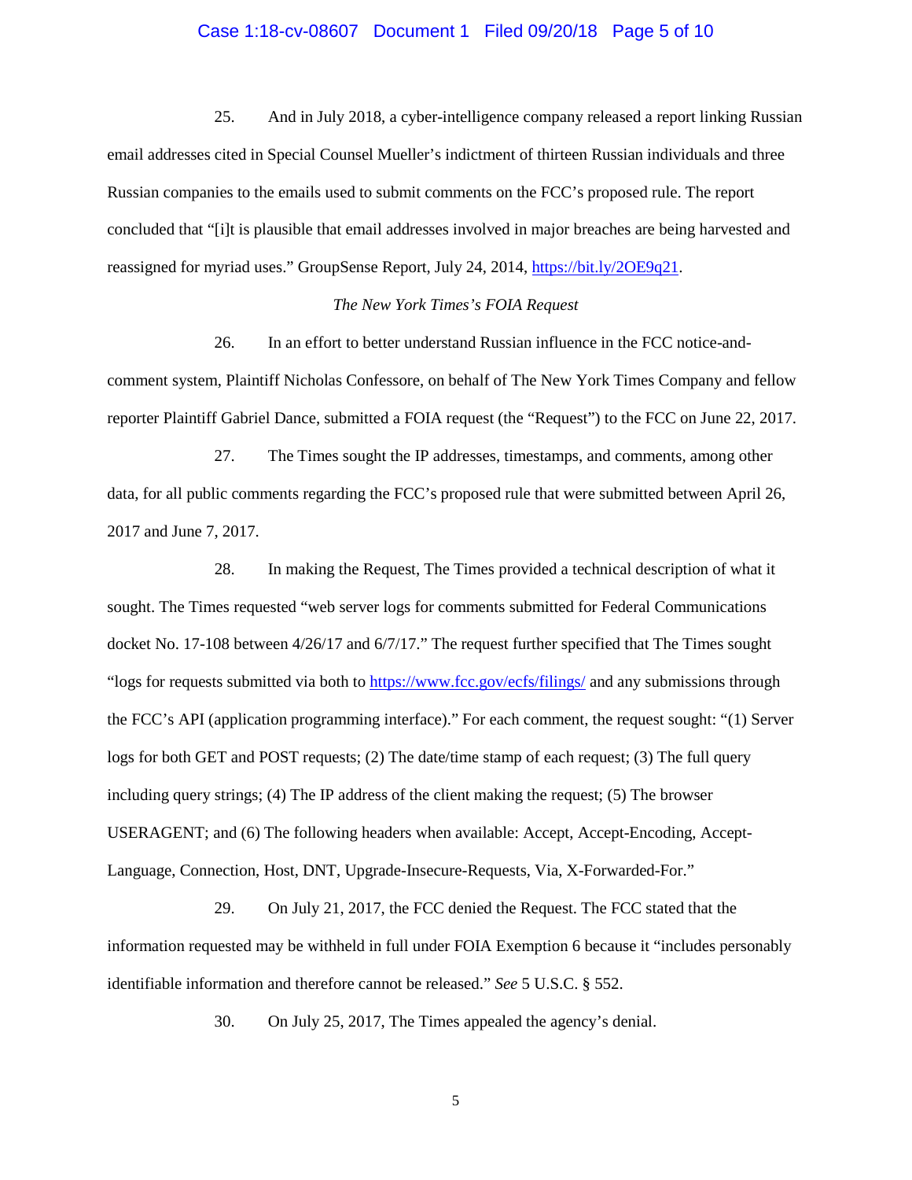25. And in July 2018, a cyber-intelligence company released a report linking Russian email addresses cited in Special Counsel Mueller's indictment of thirteen Russian individuals and three Russian companies to the emails used to submit comments on the FCC's proposed rule. The report concluded that "[i]t is plausible that email addresses involved in major breaches are being harvested and reassigned for myriad uses." GroupSense Report, July 24, 2014, https://bit.ly/2OE9q21.

*The New York Times's FOIA Request*

26. In an effort to better understand Russian influence in the FCC notice-and-comment system, Plaintiff Nicholas Confessore, on behalf of The New York Times Company and fellow reporter Plaintiff Gabriel Dance, submitted a FOIA request (the "Request") to the FCC on June 22, 2017.

27. The Times sought the IP addresses, timestamps, and comments, among other data, for all public comments regarding the FCC's proposed rule that were submitted between April 26, 2017 and June 7, 2017.

28. In making the Request, The Times provided a technical description of what it sought. The Times requested "web server logs for comments submitted for Federal Communications docket No. 17-108 between 4/26/17 and 6/7/17." The request further specified that The Times sought "logs for requests submitted via both to https://www.fcc.gov/ecfs/filings/ and any submissions through the FCC's API (application programming interface)." For each comment, the request sought: "(1) Server logs for both GET and POST requests; (2) The date/time stamp of each request; (3) The full query including query strings; (4) The IP address of the client making the request; (5) The browser USERAGENT; and (6) The following headers when available: Accept, Accept-Encoding, Accept-Language, Connection, Host, DNT, Upgrade-Insecure-Requests, Via, X-Forwarded-For."

29. On July 21, 2017, the FCC denied the Request. The FCC stated that the information requested may be withheld in full under FOIA Exemption 6 because it "includes personally identifiable information and therefore cannot be released." *See* 5 U.S.C. § 552.

30. On July 25, 2017, The Times appealed the agency's denial.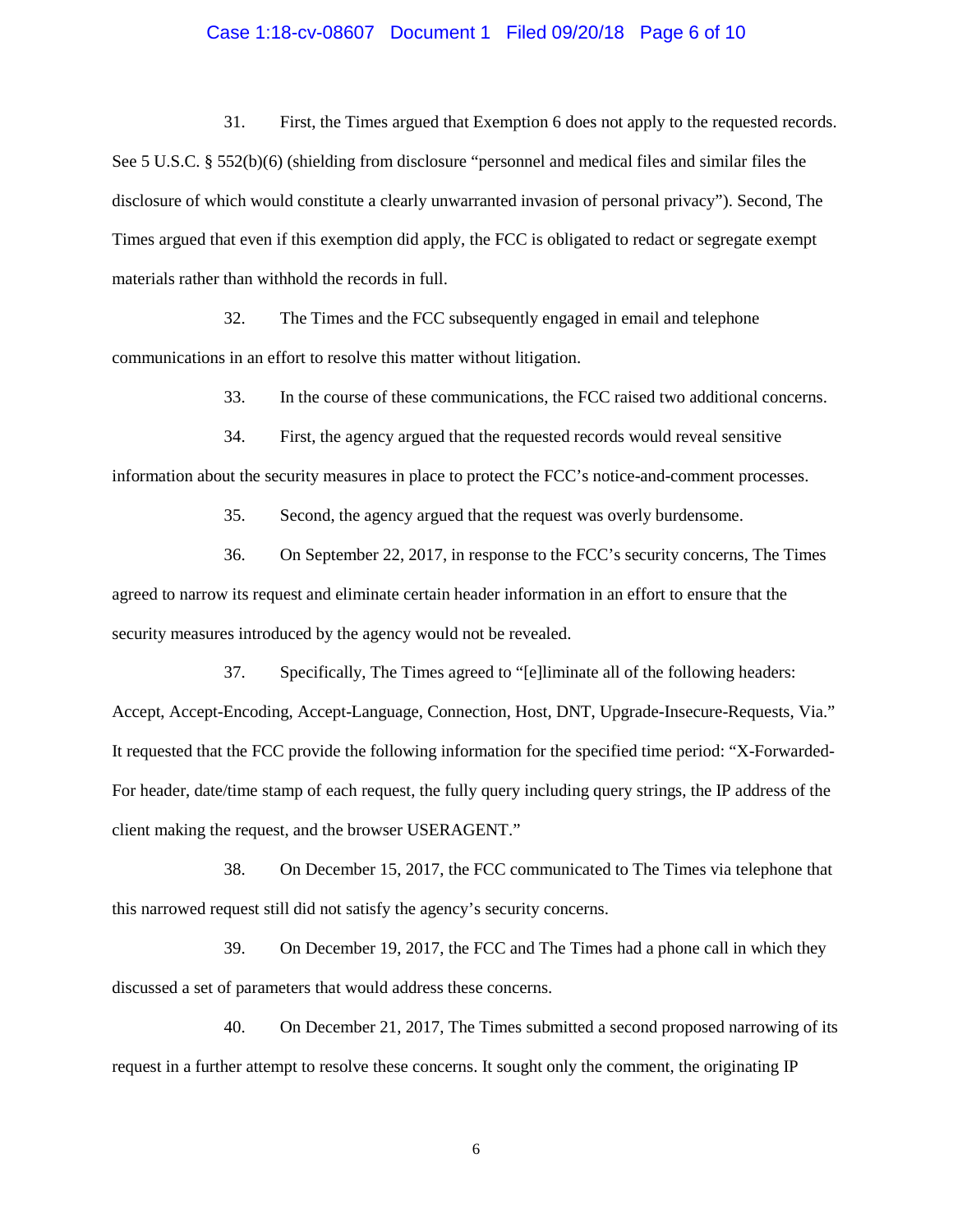31. First, the Times argued that Exemption 6 does not apply to the requested records. See 5 U.S.C. § 552(b)(6) (shielding from disclosure "personnel and medical files and similar files the disclosure of which would constitute a clearly unwarranted invasion of personal privacy"). Second, The Times argued that even if this exemption did apply, the FCC is obligated to redact or segregate exempt materials rather than withhold the records in full.

32. The Times and the FCC subsequently engaged in email and telephone communications in an effort to resolve this matter without litigation.

33. In the course of these communications, the FCC raised two additional concerns.

34. First, the agency argued that the requested records would reveal sensitive information about the security measures in place to protect the FCC's notice-and-comment processes.

35. Second, the agency argued that the request was overly burdensome.

36. On September 22, 2017, in response to the FCC's security concerns, The Times agreed to narrow its request and eliminate certain header information in an effort to ensure that the security measures introduced by the agency would not be revealed.

37. Specifically, The Times agreed to "[e]liminate all of the following headers: Accept, Accept-Encoding, Accept-Language, Connection, Host, DNT, Upgrade-Insecure-Requests, Via." It requested that the FCC provide the following information for the specified time period: "X-Forwarded-For header, date/time stamp of each request, the fully query including query strings, the IP address of the client making the request, and the browser USERAGENT."

38. On December 15, 2017, the FCC communicated to The Times via telephone that this narrowed request still did not satisfy the agency's security concerns.

39. On December 19, 2017, the FCC and The Times had a phone call in which they discussed a set of parameters that would address these concerns.

40. On December 21, 2017, The Times submitted a second proposed narrowing of its request in a further attempt to resolve these concerns. It sought only the comment, the originating IP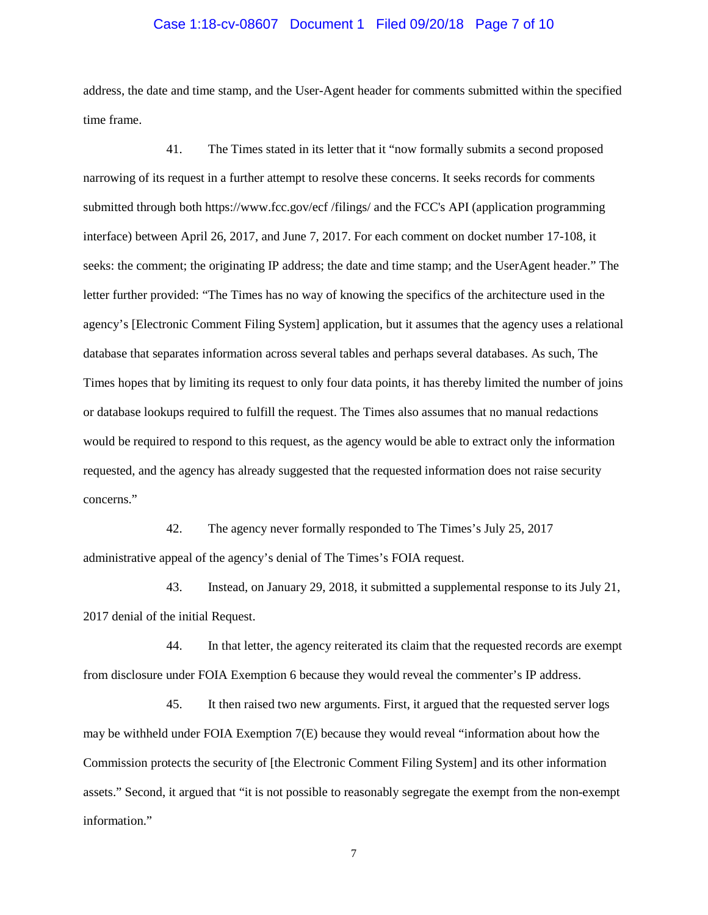address, the date and time stamp, and the User-Agent header for comments submitted within the specified time frame.

41. The Times stated in its letter that it "now formally submits a second proposed narrowing of its request in a further attempt to resolve these concerns. It seeks records for comments submitted through both https://www.fcc.gov/ecf /filings/ and the FCC's API (application programming interface) between April 26, 2017, and June 7, 2017. For each comment on docket number 17-108, it seeks: the comment; the originating IP address; the date and time stamp; and the UserAgent header." The letter further provided: "The Times has no way of knowing the specifics of the architecture used in the agency's [Electronic Comment Filing System] application, but it assumes that the agency uses a relational database that separates information across several tables and perhaps several databases. As such, The Times hopes that by limiting its request to only four data points, it has thereby limited the number of joins or database lookups required to fulfill the request. The Times also assumes that no manual redactions would be required to respond to this request, as the agency would be able to extract only the information requested, and the agency has already suggested that the requested information does not raise security concerns."

42. The agency never formally responded to The Times's July 25, 2017 administrative appeal of the agency's denial of The Times's FOIA request.

43. Instead, on January 29, 2018, it submitted a supplemental response to its July 21, 2017 denial of the initial Request.

44. In that letter, the agency reiterated its claim that the requested records are exempt from disclosure under FOIA Exemption 6 because they would reveal the commenter's IP address.

45. It then raised two new arguments. First, it argued that the requested server logs may be withheld under FOIA Exemption 7(E) because they would reveal "information about how the Commission protects the security of [the Electronic Comment Filing System] and its other information assets." Second, it argued that "it is not possible to reasonably segregate the exempt from the non-exempt information."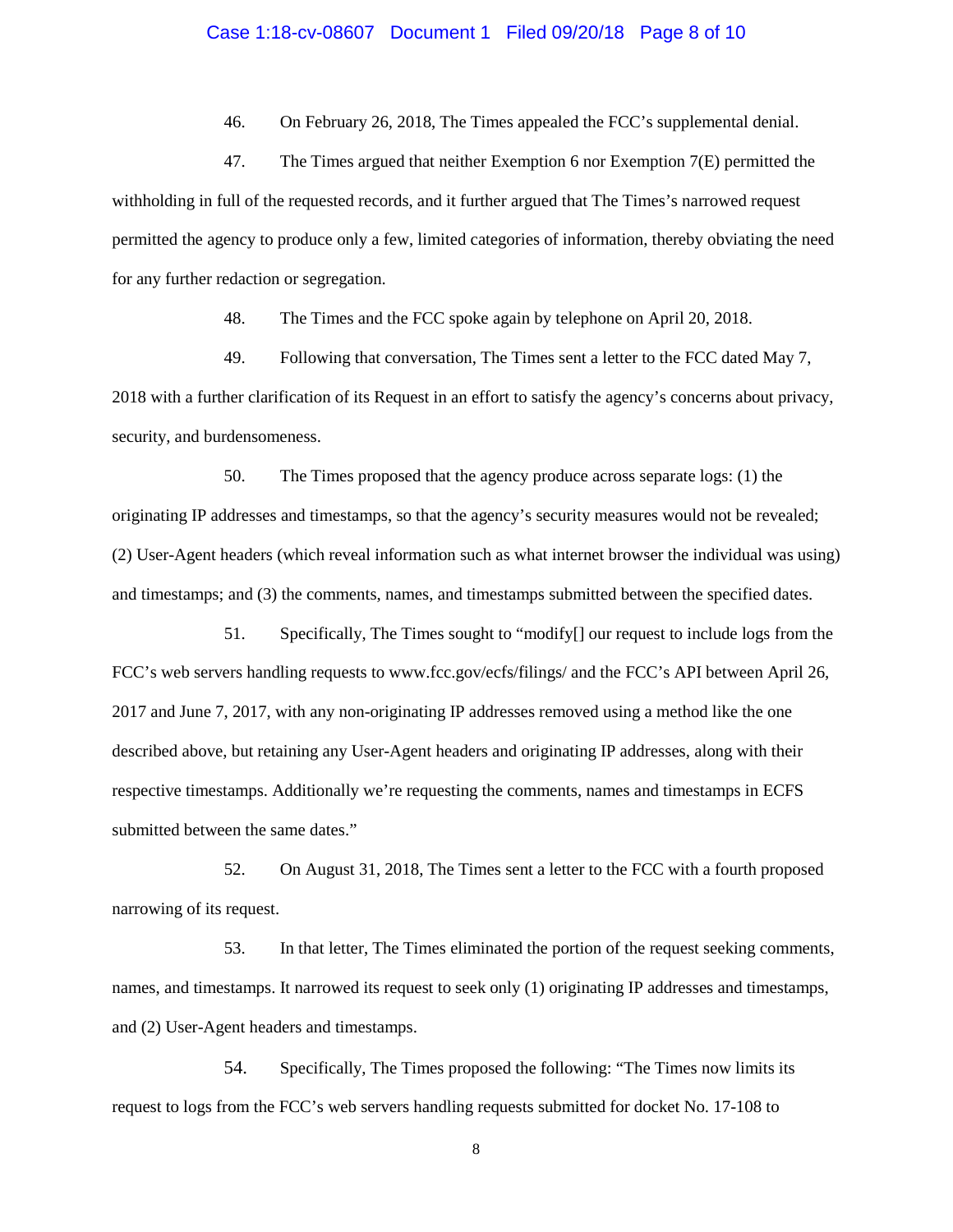46. On February 26, 2018, The Times appealed the FCC's supplemental denial.

47. The Times argued that neither Exemption 6 nor Exemption 7(E) permitted the withholding in full of the requested records, and it further argued that The Times's narrowed request permitted the agency to produce only a few, limited categories of information, thereby obviating the need for any further redaction or segregation.

48. The Times and the FCC spoke again by telephone on April 20, 2018.

49. Following that conversation, The Times sent a letter to the FCC dated May 7, 2018 with a further clarification of its Request in an effort to satisfy the agency's concerns about privacy, security, and burdensomeness.

50. The Times proposed that the agency produce across separate logs: (1) the originating IP addresses and timestamps, so that the agency's security measures would not be revealed; (2) User-Agent headers (which reveal information such as what internet browser the individual was using) and timestamps; and (3) the comments, names, and timestamps submitted between the specified dates.

51. Specifically, The Times sought to "modify[] our request to include logs from the FCC's web servers handling requests to www.fcc.gov/ecfs/filings/ and the FCC's API between April 26, 2017 and June 7, 2017, with any non-originating IP addresses removed using a method like the one described above, but retaining any User-Agent headers and originating IP addresses, along with their respective timestamps. Additionally we're requesting the comments, names and timestamps in ECFS submitted between the same dates."

52. On August 31, 2018, The Times sent a letter to the FCC with a fourth proposed narrowing of its request.

53. In that letter, The Times eliminated the portion of the request seeking comments, names, and timestamps. It narrowed its request to seek only (1) originating IP addresses and timestamps, and (2) User-Agent headers and timestamps.

54. Specifically, The Times proposed the following: "The Times now limits its request to logs from the FCC's web servers handling requests submitted for docket No. 17-108 to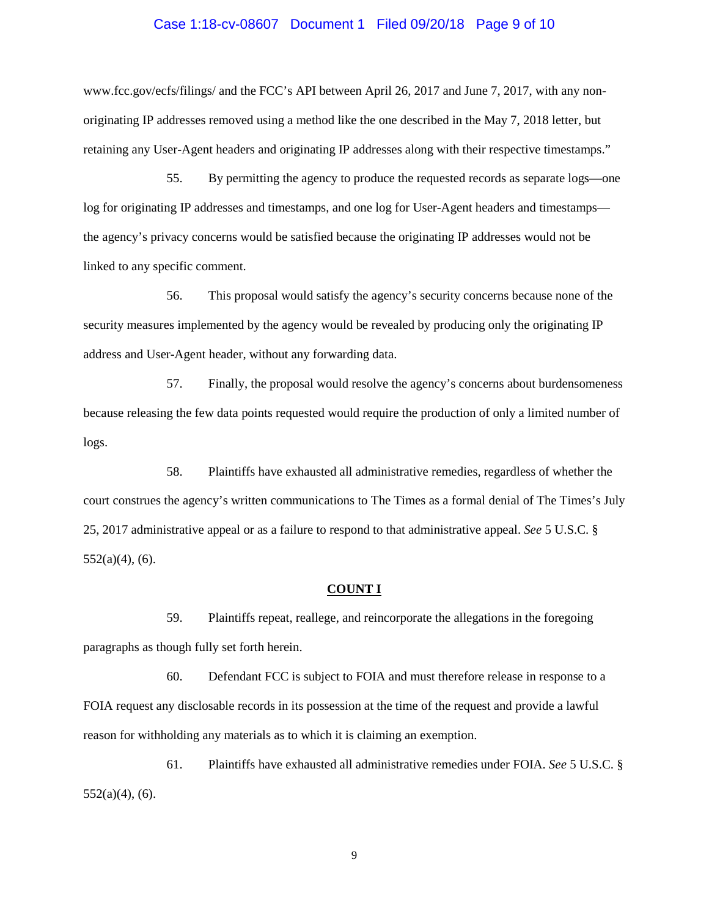www.fcc.gov/ecfs/filings/ and the FCC's API between April 26, 2017 and June 7, 2017, with any non-originating IP addresses removed using a method like the one described in the May 7, 2018 letter, but retaining any User-Agent headers and originating IP addresses along with their respective timestamps."

55. By permitting the agency to produce the requested records as separate logs—one log for originating IP addresses and timestamps, and one log for User-Agent headers and timestamps—the agency's privacy concerns would be satisfied because the originating IP addresses would not be linked to any specific comment.

56. This proposal would satisfy the agency's security concerns because none of the security measures implemented by the agency would be revealed by producing only the originating IP address and User-Agent header, without any forwarding data.

57. Finally, the proposal would resolve the agency's concerns about burdensomeness because releasing the few data points requested would require the production of only a limited number of logs.

58. Plaintiffs have exhausted all administrative remedies, regardless of whether the court construes the agency's written communications to The Times as a formal denial of The Times's July 25, 2017 administrative appeal or as a failure to respond to that administrative appeal. *See* 5 U.S.C. § 552(a)(4), (6).

## COUNT I

59. Plaintiffs repeat, reallege, and reincorporate the allegations in the foregoing paragraphs as though fully set forth herein.

60. Defendant FCC is subject to FOIA and must therefore release in response to a FOIA request any disclosable records in its possession at the time of the request and provide a lawful reason for withholding any materials as to which it is claiming an exemption.

61. Plaintiffs have exhausted all administrative remedies under FOIA. *See* 5 U.S.C. § 552(a)(4), (6).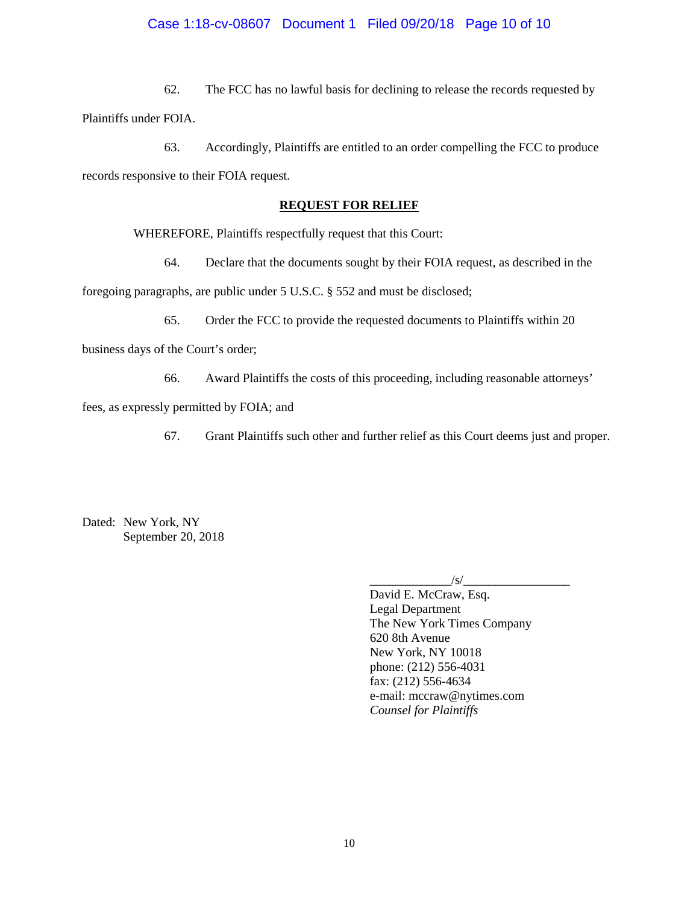62. The FCC has no lawful basis for declining to release the records requested by Plaintiffs under FOIA.

63. Accordingly, Plaintiffs are entitled to an order compelling the FCC to produce records responsive to their FOIA request.

## **REQUEST FOR RELIEF**

WHEREFORE, Plaintiffs respectfully request that this Court:

64. Declare that the documents sought by their FOIA request, as described in the foregoing paragraphs, are public under 5 U.S.C. § 552 and must be disclosed;

65. Order the FCC to provide the requested documents to Plaintiffs within 20 business days of the Court's order;

66. Award Plaintiffs the costs of this proceeding, including reasonable attorneys' fees, as expressly permitted by FOIA; and

67. Grant Plaintiffs such other and further relief as this Court deems just and proper.

Dated: New York, NY
September 20, 2018

_____________/s/_________________
David E. McCraw, Esq.
Legal Department
The New York Times Company
620 8th Avenue
New York, NY 10018
phone: (212) 556-4031
fax: (212) 556-4634
e-mail: mccraw@nytimes.com
*Counsel for Plaintiffs*